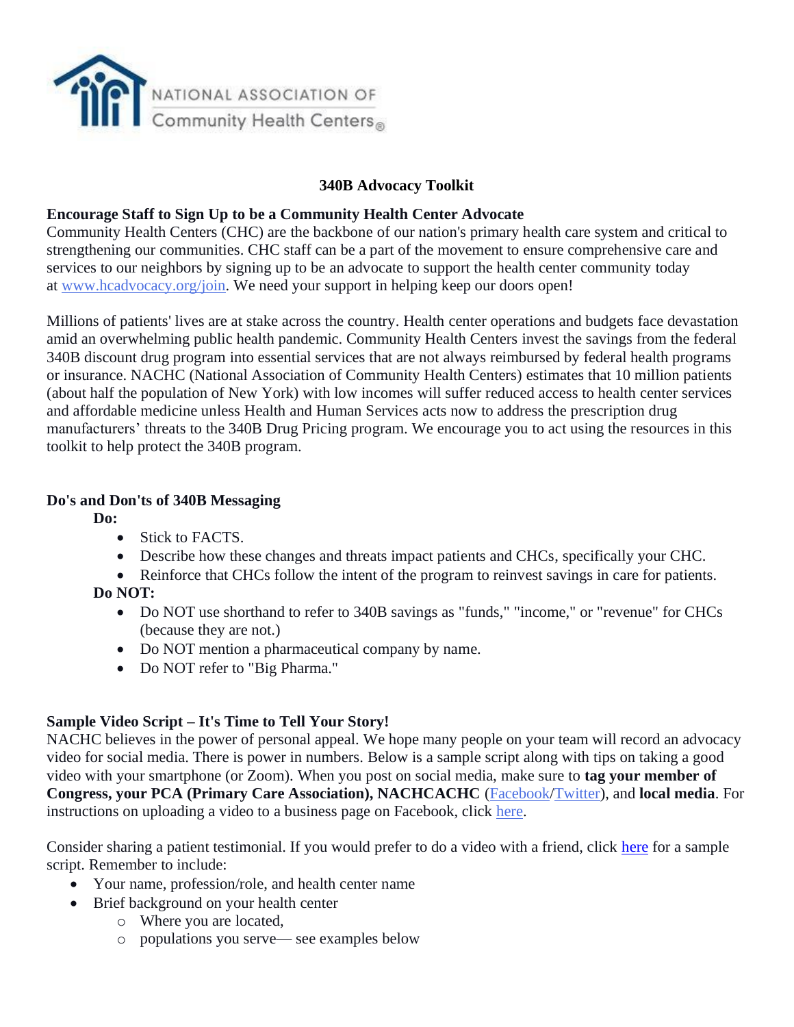NATIONAL ASSOCIATION OF Community Health Centers®

# 340B Advocacy Toolkit

**Encourage Staff to Sign Up to be a Community Health Center Advocate**

Community Health Centers (CHC) are the backbone of our nation's primary health care system and critical to strengthening our communities. CHC staff can be a part of the movement to ensure comprehensive care and services to our neighbors by signing up to be an advocate to support the health center community today at [www.hcadvocacy.org/join](www.hcadvocacy.org/join). We need your support in helping keep our doors open!

Millions of patients' lives are at stake across the country. Health center operations and budgets face devastation amid an overwhelming public health pandemic. Community Health Centers invest the savings from the federal 340B discount drug program into essential services that are not always reimbursed by federal health programs or insurance. NACHC (National Association of Community Health Centers) estimates that 10 million patients (about half the population of New York) with low incomes will suffer reduced access to health center services and affordable medicine unless Health and Human Services acts now to address the prescription drug manufacturers' threats to the 340B Drug Pricing program. We encourage you to act using the resources in this toolkit to help protect the 340B program.

**Do's and Don'ts of 340B Messaging**

**Do:**

- Stick to FACTS.
- Describe how these changes and threats impact patients and CHCs, specifically your CHC.
- Reinforce that CHCs follow the intent of the program to reinvest savings in care for patients.

**Do NOT:**

- Do NOT use shorthand to refer to 340B savings as "funds," "income," or "revenue" for CHCs (because they are not.)
- Do NOT mention a pharmaceutical company by name.
- Do NOT refer to "Big Pharma."

**Sample Video Script – It's Time to Tell Your Story!**

NACHC believes in the power of personal appeal. We hope many people on your team will record an advocacy video for social media. There is power in numbers. Below is a sample script along with tips on taking a good video with your smartphone (or Zoom). When you post on social media, make sure to **tag your member of Congress, your PCA (Primary Care Association), NACHCACHC** (Facebook/Twitter), and **local media**. For instructions on uploading a video to a business page on Facebook, click here.

Consider sharing a patient testimonial. If you would prefer to do a video with a friend, click here for a sample script. Remember to include:

- Your name, profession/role, and health center name
- Brief background on your health center
  - Where you are located,
  - populations you serve— see examples below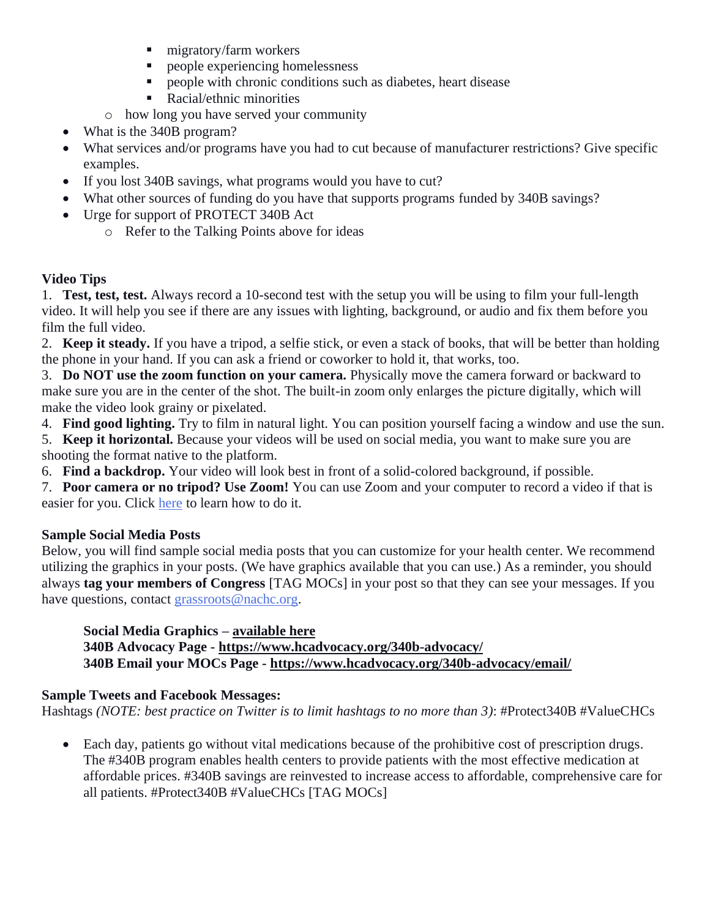- migratory/farm workers
        - people experiencing homelessness
        - people with chronic conditions such as diabetes, heart disease
        - Racial/ethnic minorities
    - how long you have served your community
- What is the 340B program?
- What services and/or programs have you had to cut because of manufacturer restrictions? Give specific examples.
- If you lost 340B savings, what programs would you have to cut?
- What other sources of funding do you have that supports programs funded by 340B savings?
- Urge for support of PROTECT 340B Act
    - Refer to the Talking Points above for ideas

**Video Tips**

1. **Test, test, test.** Always record a 10-second test with the setup you will be using to film your full-length video. It will help you see if there are any issues with lighting, background, or audio and fix them before you film the full video.
2. **Keep it steady.** If you have a tripod, a selfie stick, or even a stack of books, that will be better than holding the phone in your hand. If you can ask a friend or coworker to hold it, that works, too.
3. **Do NOT use the zoom function on your camera.** Physically move the camera forward or backward to make sure you are in the center of the shot. The built-in zoom only enlarges the picture digitally, which will make the video look grainy or pixelated.
4. **Find good lighting.** Try to film in natural light. You can position yourself facing a window and use the sun.
5. **Keep it horizontal.** Because your videos will be used on social media, you want to make sure you are shooting the format native to the platform.
6. **Find a backdrop.** Your video will look best in front of a solid-colored background, if possible.
7. **Poor camera or no tripod? Use Zoom!** You can use Zoom and your computer to record a video if that is easier for you. Click here to learn how to do it.

**Sample Social Media Posts**

Below, you will find sample social media posts that you can customize for your health center. We recommend utilizing the graphics in your posts. (We have graphics available that you can use.) As a reminder, you should always **tag your members of Congress** [TAG MOCs] in your post so that they can see your messages. If you have questions, contact grassroots@nachc.org.

> **Social Media Graphics – available here**
> **340B Advocacy Page - https://www.hcadvocacy.org/340b-advocacy/**
> **340B Email your MOCs Page - https://www.hcadvocacy.org/340b-advocacy/email/**

**Sample Tweets and Facebook Messages:**

Hashtags *(NOTE: best practice on Twitter is to limit hashtags to no more than 3)*: #Protect340B #ValueCHCs

- Each day, patients go without vital medications because of the prohibitive cost of prescription drugs. The #340B program enables health centers to provide patients with the most effective medication at affordable prices. #340B savings are reinvested to increase access to affordable, comprehensive care for all patients. #Protect340B #ValueCHCs [TAG MOCs]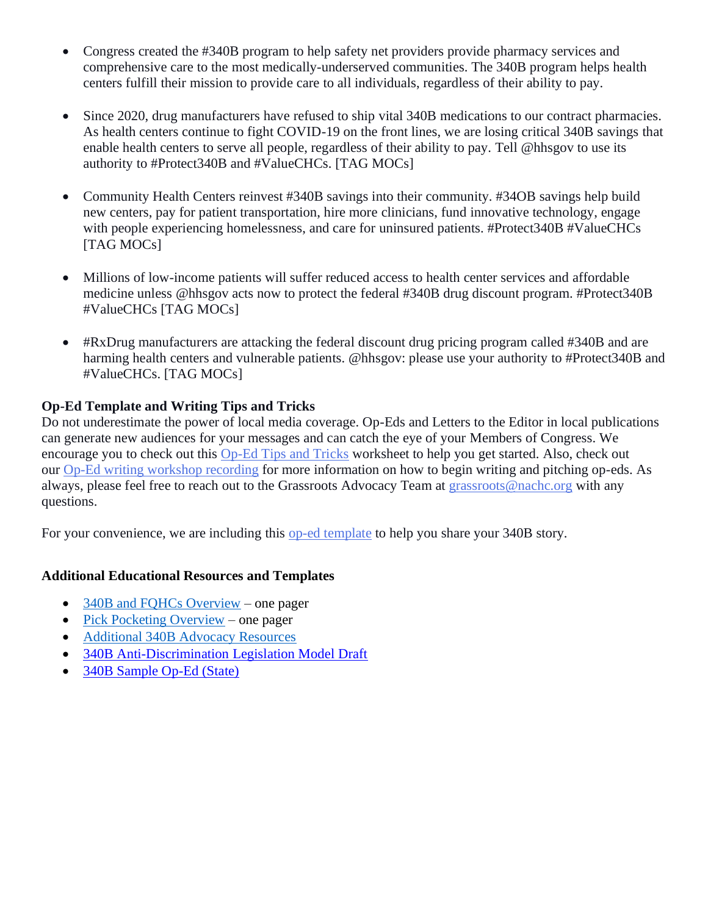- Congress created the #340B program to help safety net providers provide pharmacy services and comprehensive care to the most medically-underserved communities. The 340B program helps health centers fulfill their mission to provide care to all individuals, regardless of their ability to pay.

- Since 2020, drug manufacturers have refused to ship vital 340B medications to our contract pharmacies. As health centers continue to fight COVID-19 on the front lines, we are losing critical 340B savings that enable health centers to serve all people, regardless of their ability to pay. Tell @hhsgov to use its authority to #Protect340B and #ValueCHCs. [TAG MOCs]

- Community Health Centers reinvest #340B savings into their community. #34OB savings help build new centers, pay for patient transportation, hire more clinicians, fund innovative technology, engage with people experiencing homelessness, and care for uninsured patients. #Protect340B #ValueCHCs [TAG MOCs]

- Millions of low-income patients will suffer reduced access to health center services and affordable medicine unless @hhsgov acts now to protect the federal #340B drug discount program. #Protect340B #ValueCHCs [TAG MOCs]

- #RxDrug manufacturers are attacking the federal discount drug pricing program called #340B and are harming health centers and vulnerable patients. @hhsgov: please use your authority to #Protect340B and #ValueCHCs. [TAG MOCs]

**Op-Ed Template and Writing Tips and Tricks**

Do not underestimate the power of local media coverage. Op-Eds and Letters to the Editor in local publications can generate new audiences for your messages and can catch the eye of your Members of Congress. We encourage you to check out this Op-Ed Tips and Tricks worksheet to help you get started. Also, check out our Op-Ed writing workshop recording for more information on how to begin writing and pitching op-eds. As always, please feel free to reach out to the Grassroots Advocacy Team at grassroots@nachc.org with any questions.

For your convenience, we are including this op-ed template to help you share your 340B story.

**Additional Educational Resources and Templates**

- 340B and FQHCs Overview – one pager
- Pick Pocketing Overview – one pager
- Additional 340B Advocacy Resources
- 340B Anti-Discrimination Legislation Model Draft
- 340B Sample Op-Ed (State)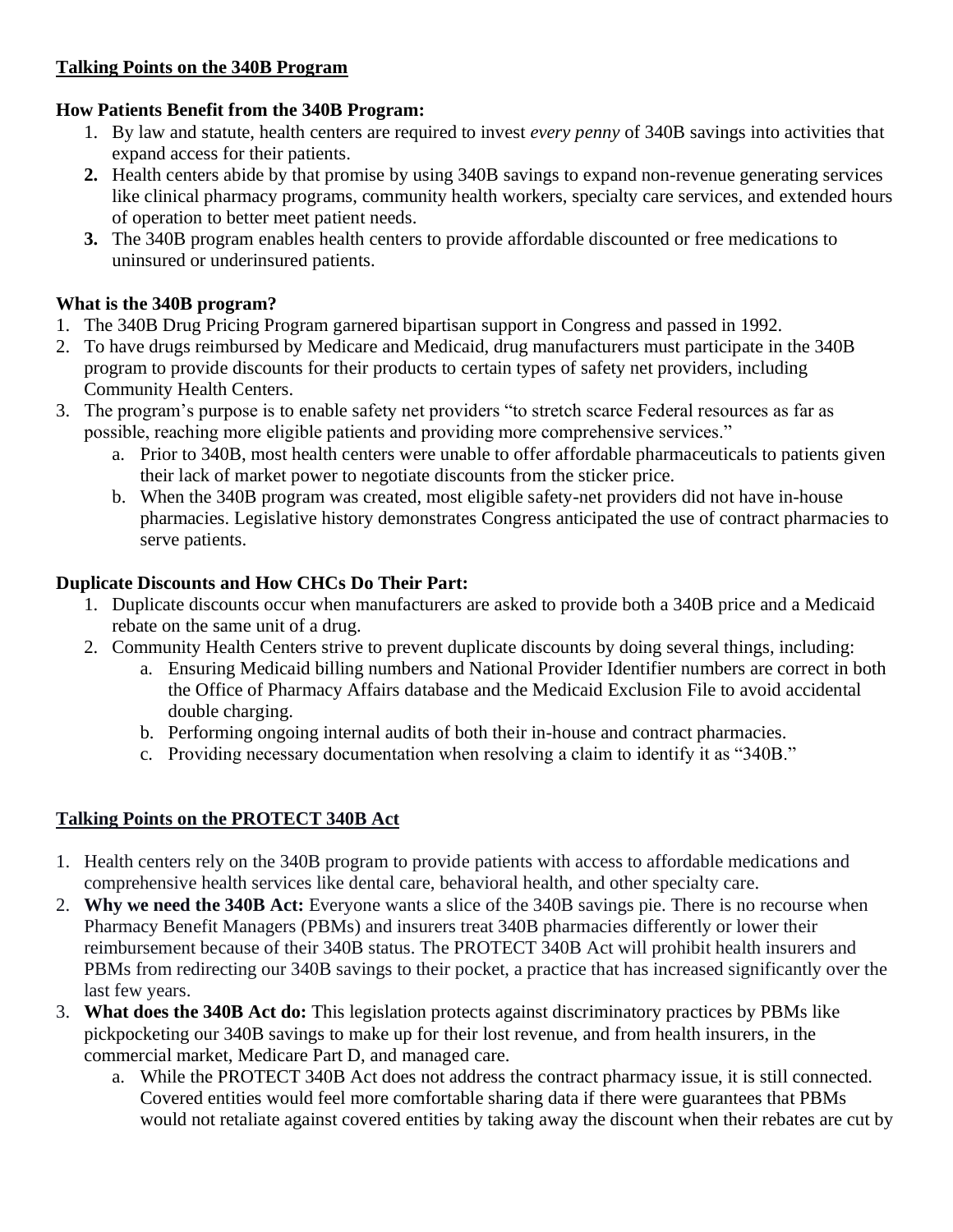## **Talking Points on the 340B Program**

### How Patients Benefit from the 340B Program:

1. By law and statute, health centers are required to invest *every penny* of 340B savings into activities that expand access for their patients.
2. Health centers abide by that promise by using 340B savings to expand non-revenue generating services like clinical pharmacy programs, community health workers, specialty care services, and extended hours of operation to better meet patient needs.
3. The 340B program enables health centers to provide affordable discounted or free medications to uninsured or underinsured patients.

### What is the 340B program?

1. The 340B Drug Pricing Program garnered bipartisan support in Congress and passed in 1992.
2. To have drugs reimbursed by Medicare and Medicaid, drug manufacturers must participate in the 340B program to provide discounts for their products to certain types of safety net providers, including Community Health Centers.
3. The program's purpose is to enable safety net providers "to stretch scarce Federal resources as far as possible, reaching more eligible patients and providing more comprehensive services."
   a. Prior to 340B, most health centers were unable to offer affordable pharmaceuticals to patients given their lack of market power to negotiate discounts from the sticker price.
   b. When the 340B program was created, most eligible safety-net providers did not have in-house pharmacies. Legislative history demonstrates Congress anticipated the use of contract pharmacies to serve patients.

### Duplicate Discounts and How CHCs Do Their Part:

1. Duplicate discounts occur when manufacturers are asked to provide both a 340B price and a Medicaid rebate on the same unit of a drug.
2. Community Health Centers strive to prevent duplicate discounts by doing several things, including:
   a. Ensuring Medicaid billing numbers and National Provider Identifier numbers are correct in both the Office of Pharmacy Affairs database and the Medicaid Exclusion File to avoid accidental double charging.
   b. Performing ongoing internal audits of both their in-house and contract pharmacies.
   c. Providing necessary documentation when resolving a claim to identify it as "340B."

## **Talking Points on the PROTECT 340B Act**

1. Health centers rely on the 340B program to provide patients with access to affordable medications and comprehensive health services like dental care, behavioral health, and other specialty care.
2. **Why we need the 340B Act:** Everyone wants a slice of the 340B savings pie. There is no recourse when Pharmacy Benefit Managers (PBMs) and insurers treat 340B pharmacies differently or lower their reimbursement because of their 340B status. The PROTECT 340B Act will prohibit health insurers and PBMs from redirecting our 340B savings to their pocket, a practice that has increased significantly over the last few years.
3. **What does the 340B Act do:** This legislation protects against discriminatory practices by PBMs like pickpocketing our 340B savings to make up for their lost revenue, and from health insurers, in the commercial market, Medicare Part D, and managed care.
   a. While the PROTECT 340B Act does not address the contract pharmacy issue, it is still connected. Covered entities would feel more comfortable sharing data if there were guarantees that PBMs would not retaliate against covered entities by taking away the discount when their rebates are cut by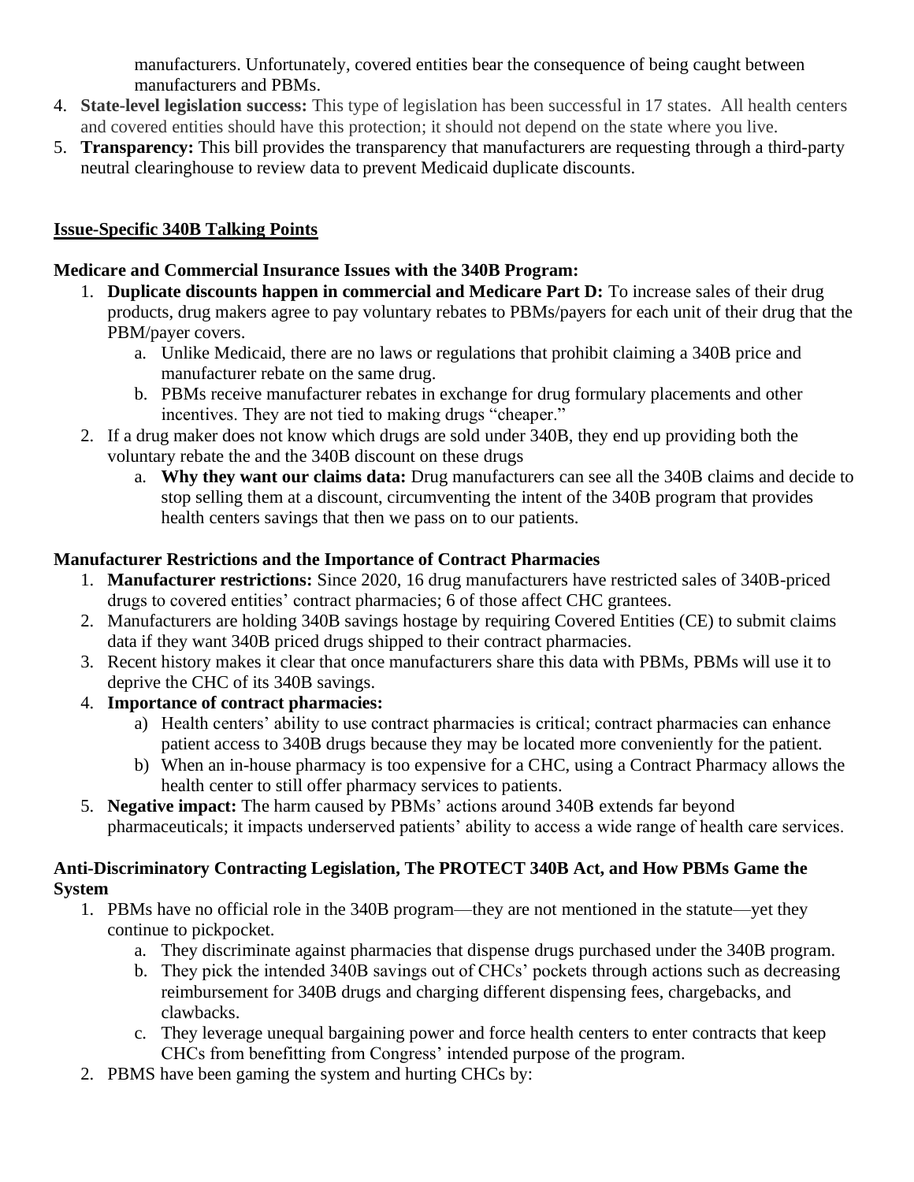manufacturers. Unfortunately, covered entities bear the consequence of being caught between manufacturers and PBMs.

4. **State-level legislation success:** This type of legislation has been successful in 17 states. All health centers and covered entities should have this protection; it should not depend on the state where you live.
5. **Transparency:** This bill provides the transparency that manufacturers are requesting through a third-party neutral clearinghouse to review data to prevent Medicaid duplicate discounts.

## Issue-Specific 340B Talking Points

### Medicare and Commercial Insurance Issues with the 340B Program:

1. **Duplicate discounts happen in commercial and Medicare Part D:** To increase sales of their drug products, drug makers agree to pay voluntary rebates to PBMs/payers for each unit of their drug that the PBM/payer covers.
   a. Unlike Medicaid, there are no laws or regulations that prohibit claiming a 340B price and manufacturer rebate on the same drug.
   b. PBMs receive manufacturer rebates in exchange for drug formulary placements and other incentives. They are not tied to making drugs "cheaper."
2. If a drug maker does not know which drugs are sold under 340B, they end up providing both the voluntary rebate the and the 340B discount on these drugs
   a. **Why they want our claims data:** Drug manufacturers can see all the 340B claims and decide to stop selling them at a discount, circumventing the intent of the 340B program that provides health centers savings that then we pass on to our patients.

### Manufacturer Restrictions and the Importance of Contract Pharmacies

1. **Manufacturer restrictions:** Since 2020, 16 drug manufacturers have restricted sales of 340B-priced drugs to covered entities' contract pharmacies; 6 of those affect CHC grantees.
2. Manufacturers are holding 340B savings hostage by requiring Covered Entities (CE) to submit claims data if they want 340B priced drugs shipped to their contract pharmacies.
3. Recent history makes it clear that once manufacturers share this data with PBMs, PBMs will use it to deprive the CHC of its 340B savings.
4. **Importance of contract pharmacies:**
   a) Health centers' ability to use contract pharmacies is critical; contract pharmacies can enhance patient access to 340B drugs because they may be located more conveniently for the patient.
   b) When an in-house pharmacy is too expensive for a CHC, using a Contract Pharmacy allows the health center to still offer pharmacy services to patients.
5. **Negative impact:** The harm caused by PBMs' actions around 340B extends far beyond pharmaceuticals; it impacts underserved patients' ability to access a wide range of health care services.

### Anti-Discriminatory Contracting Legislation, The PROTECT 340B Act, and How PBMs Game the System

1. PBMs have no official role in the 340B program—they are not mentioned in the statute—yet they continue to pickpocket.
   a. They discriminate against pharmacies that dispense drugs purchased under the 340B program.
   b. They pick the intended 340B savings out of CHCs' pockets through actions such as decreasing reimbursement for 340B drugs and charging different dispensing fees, chargebacks, and clawbacks.
   c. They leverage unequal bargaining power and force health centers to enter contracts that keep CHCs from benefitting from Congress' intended purpose of the program.
2. PBMS have been gaming the system and hurting CHCs by: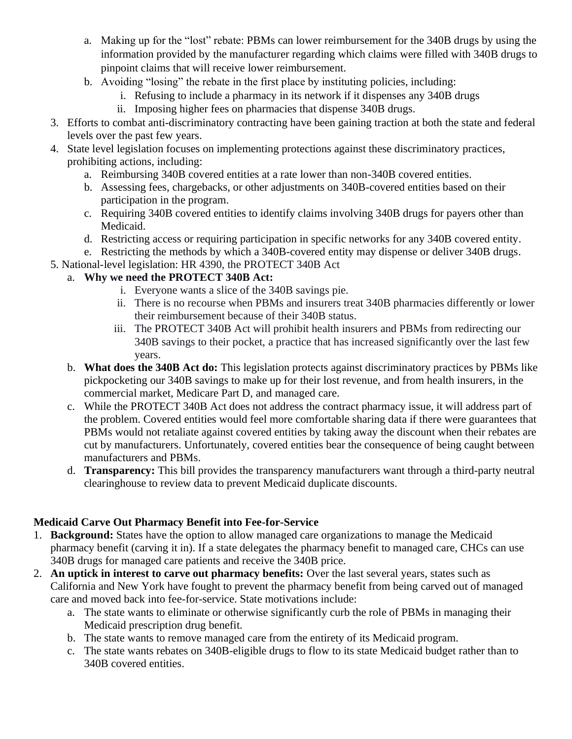a. Making up for the "lost" rebate: PBMs can lower reimbursement for the 340B drugs by using the information provided by the manufacturer regarding which claims were filled with 340B drugs to pinpoint claims that will receive lower reimbursement.
   b. Avoiding "losing" the rebate in the first place by instituting policies, including:
      i. Refusing to include a pharmacy in its network if it dispenses any 340B drugs
      ii. Imposing higher fees on pharmacies that dispense 340B drugs.
3. Efforts to combat anti-discriminatory contracting have been gaining traction at both the state and federal levels over the past few years.
4. State level legislation focuses on implementing protections against these discriminatory practices, prohibiting actions, including:
   a. Reimbursing 340B covered entities at a rate lower than non-340B covered entities.
   b. Assessing fees, chargebacks, or other adjustments on 340B-covered entities based on their participation in the program.
   c. Requiring 340B covered entities to identify claims involving 340B drugs for payers other than Medicaid.
   d. Restricting access or requiring participation in specific networks for any 340B covered entity.
   e. Restricting the methods by which a 340B-covered entity may dispense or deliver 340B drugs.
5. National-level legislation: HR 4390, the PROTECT 340B Act
   a. **Why we need the PROTECT 340B Act:**
      i. Everyone wants a slice of the 340B savings pie.
      ii. There is no recourse when PBMs and insurers treat 340B pharmacies differently or lower their reimbursement because of their 340B status.
      iii. The PROTECT 340B Act will prohibit health insurers and PBMs from redirecting our 340B savings to their pocket, a practice that has increased significantly over the last few years.
   b. **What does the 340B Act do:** This legislation protects against discriminatory practices by PBMs like pickpocketing our 340B savings to make up for their lost revenue, and from health insurers, in the commercial market, Medicare Part D, and managed care.
   c. While the PROTECT 340B Act does not address the contract pharmacy issue, it will address part of the problem. Covered entities would feel more comfortable sharing data if there were guarantees that PBMs would not retaliate against covered entities by taking away the discount when their rebates are cut by manufacturers. Unfortunately, covered entities bear the consequence of being caught between manufacturers and PBMs.
   d. **Transparency:** This bill provides the transparency manufacturers want through a third-party neutral clearinghouse to review data to prevent Medicaid duplicate discounts.

**Medicaid Carve Out Pharmacy Benefit into Fee-for-Service**

1. **Background:** States have the option to allow managed care organizations to manage the Medicaid pharmacy benefit (carving it in). If a state delegates the pharmacy benefit to managed care, CHCs can use 340B drugs for managed care patients and receive the 340B price.
2. **An uptick in interest to carve out pharmacy benefits:** Over the last several years, states such as California and New York have fought to prevent the pharmacy benefit from being carved out of managed care and moved back into fee-for-service. State motivations include:
   a. The state wants to eliminate or otherwise significantly curb the role of PBMs in managing their Medicaid prescription drug benefit.
   b. The state wants to remove managed care from the entirety of its Medicaid program.
   c. The state wants rebates on 340B-eligible drugs to flow to its state Medicaid budget rather than to 340B covered entities.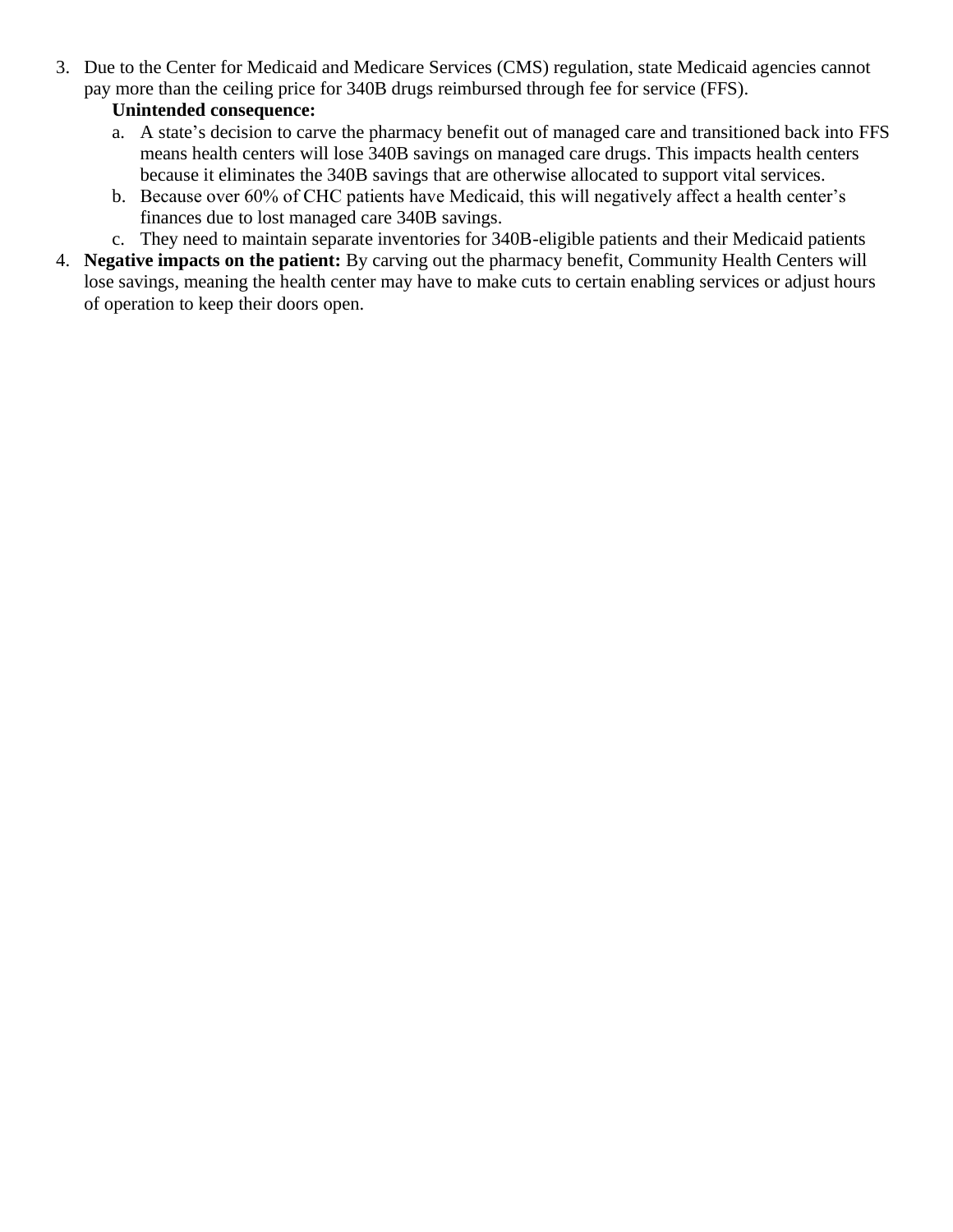3. Due to the Center for Medicaid and Medicare Services (CMS) regulation, state Medicaid agencies cannot pay more than the ceiling price for 340B drugs reimbursed through fee for service (FFS).

   **Unintended consequence:**

   a. A state's decision to carve the pharmacy benefit out of managed care and transitioned back into FFS means health centers will lose 340B savings on managed care drugs. This impacts health centers because it eliminates the 340B savings that are otherwise allocated to support vital services.
   b. Because over 60% of CHC patients have Medicaid, this will negatively affect a health center's finances due to lost managed care 340B savings.
   c. They need to maintain separate inventories for 340B-eligible patients and their Medicaid patients
4. **Negative impacts on the patient:** By carving out the pharmacy benefit, Community Health Centers will lose savings, meaning the health center may have to make cuts to certain enabling services or adjust hours of operation to keep their doors open.